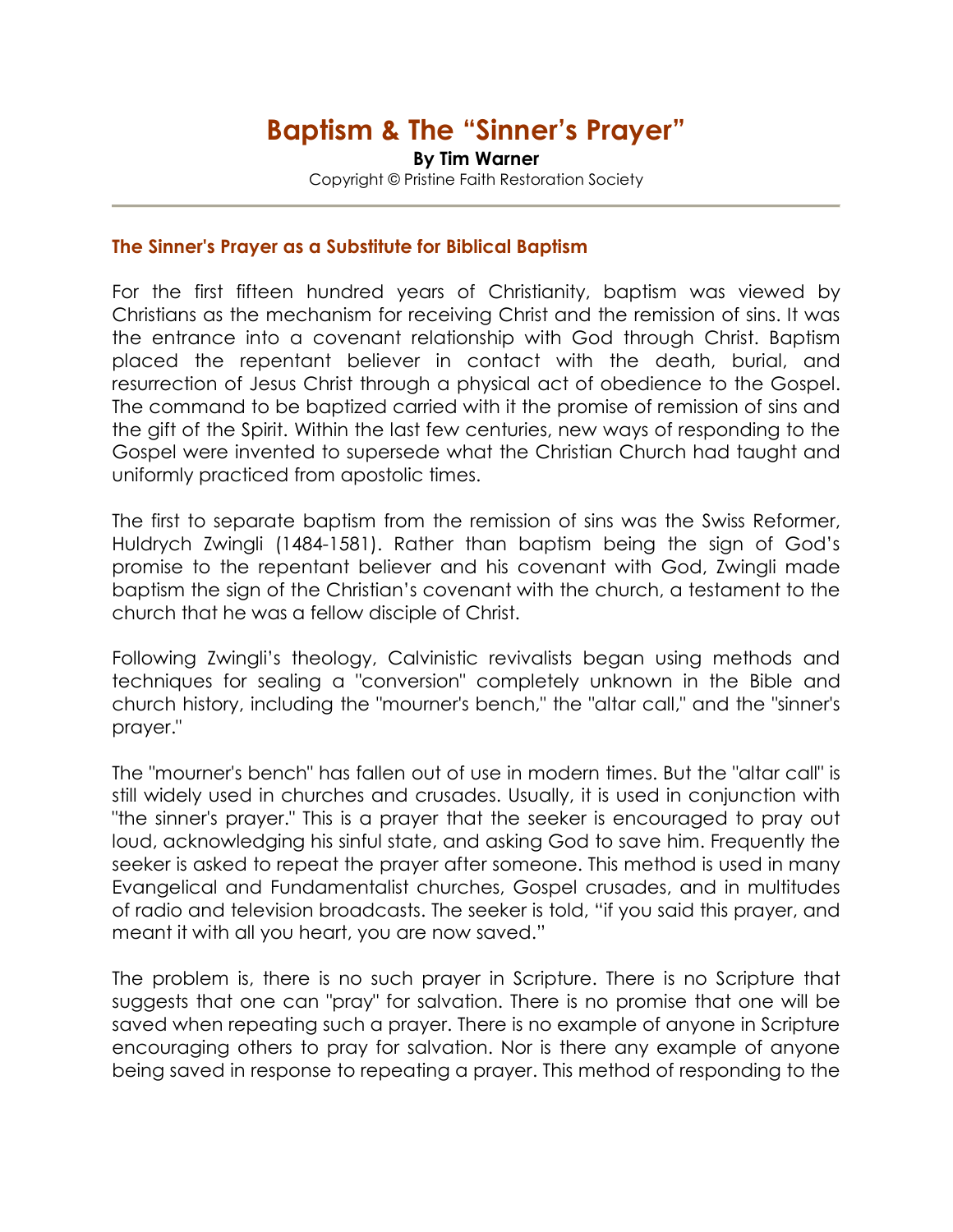# Baptism & The "Sinner's Prayer"

**By Tim Warner**

Copyright © Pristine Faith Restoration Society

---

### The Sinner's Prayer as a Substitute for Biblical Baptism

For the first fifteen hundred years of Christianity, baptism was viewed by Christians as the mechanism for receiving Christ and the remission of sins. It was the entrance into a covenant relationship with God through Christ. Baptism placed the repentant believer in contact with the death, burial, and resurrection of Jesus Christ through a physical act of obedience to the Gospel. The command to be baptized carried with it the promise of remission of sins and the gift of the Spirit. Within the last few centuries, new ways of responding to the Gospel were invented to supersede what the Christian Church had taught and uniformly practiced from apostolic times.

The first to separate baptism from the remission of sins was the Swiss Reformer, Huldrych Zwingli (1484-1581). Rather than baptism being the sign of God's promise to the repentant believer and his covenant with God, Zwingli made baptism the sign of the Christian's covenant with the church, a testament to the church that he was a fellow disciple of Christ.

Following Zwingli's theology, Calvinistic revivalists began using methods and techniques for sealing a "conversion" completely unknown in the Bible and church history, including the "mourner's bench," the "altar call," and the "sinner's prayer."

The "mourner's bench" has fallen out of use in modern times. But the "altar call" is still widely used in churches and crusades. Usually, it is used in conjunction with "the sinner's prayer." This is a prayer that the seeker is encouraged to pray out loud, acknowledging his sinful state, and asking God to save him. Frequently the seeker is asked to repeat the prayer after someone. This method is used in many Evangelical and Fundamentalist churches, Gospel crusades, and in multitudes of radio and television broadcasts. The seeker is told, "if you said this prayer, and meant it with all you heart, you are now saved."

The problem is, there is no such prayer in Scripture. There is no Scripture that suggests that one can "pray" for salvation. There is no promise that one will be saved when repeating such a prayer. There is no example of anyone in Scripture encouraging others to pray for salvation. Nor is there any example of anyone being saved in response to repeating a prayer. This method of responding to the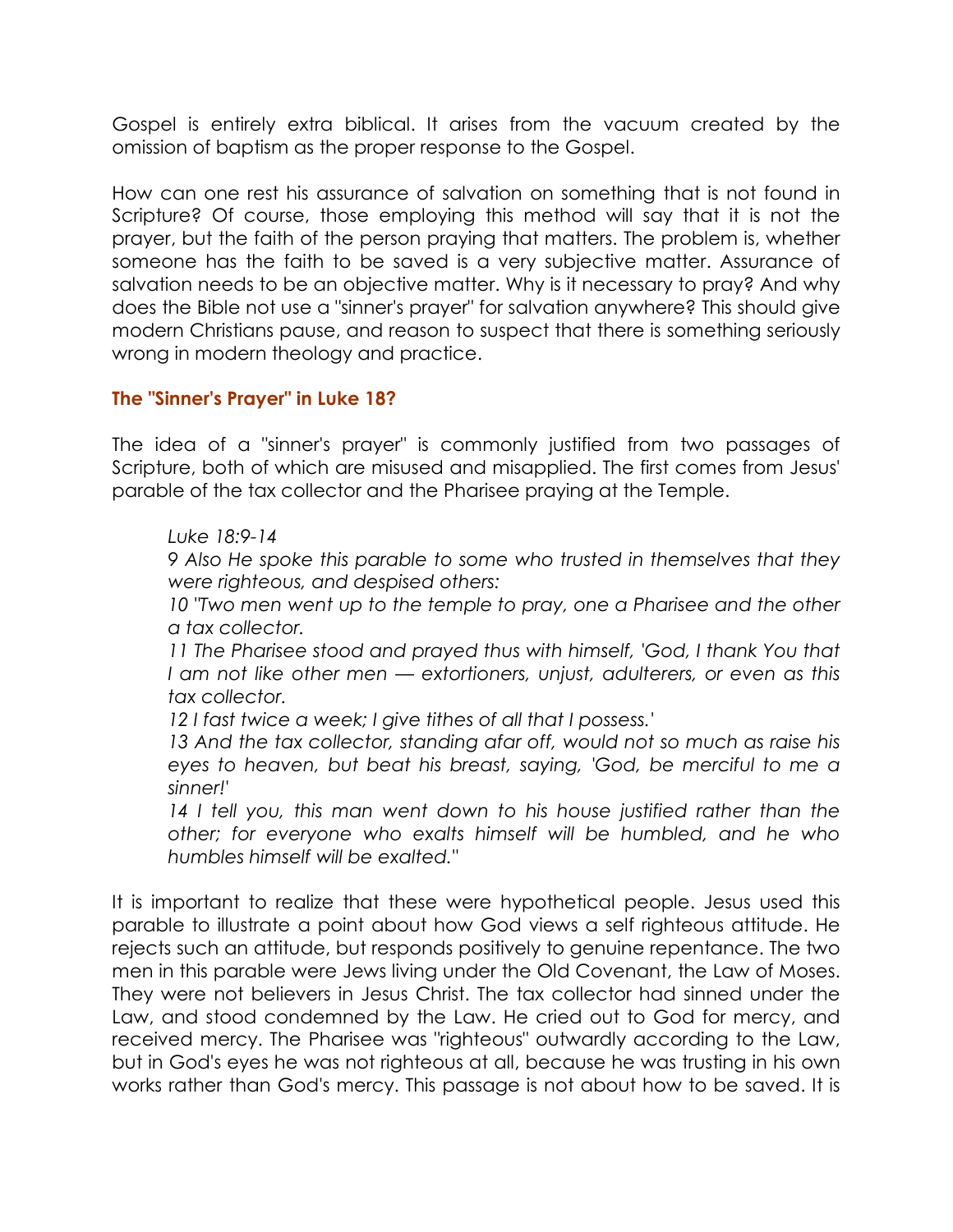Gospel is entirely extra biblical. It arises from the vacuum created by the omission of baptism as the proper response to the Gospel.

How can one rest his assurance of salvation on something that is not found in Scripture? Of course, those employing this method will say that it is not the prayer, but the faith of the person praying that matters. The problem is, whether someone has the faith to be saved is a very subjective matter. Assurance of salvation needs to be an objective matter. Why is it necessary to pray? And why does the Bible not use a "sinner's prayer" for salvation anywhere? This should give modern Christians pause, and reason to suspect that there is something seriously wrong in modern theology and practice.

### The "Sinner's Prayer" in Luke 18?

The idea of a "sinner's prayer" is commonly justified from two passages of Scripture, both of which are misused and misapplied. The first comes from Jesus' parable of the tax collector and the Pharisee praying at the Temple.

> *Luke 18:9-14*
> *9 Also He spoke this parable to some who trusted in themselves that they were righteous, and despised others:*
> *10 "Two men went up to the temple to pray, one a Pharisee and the other a tax collector.*
> *11 The Pharisee stood and prayed thus with himself, 'God, I thank You that I am not like other men — extortioners, unjust, adulterers, or even as this tax collector.*
> *12 I fast twice a week; I give tithes of all that I possess.'*
> *13 And the tax collector, standing afar off, would not so much as raise his eyes to heaven, but beat his breast, saying, 'God, be merciful to me a sinner!'*
> *14 I tell you, this man went down to his house justified rather than the other; for everyone who exalts himself will be humbled, and he who humbles himself will be exalted."*

It is important to realize that these were hypothetical people. Jesus used this parable to illustrate a point about how God views a self righteous attitude. He rejects such an attitude, but responds positively to genuine repentance. The two men in this parable were Jews living under the Old Covenant, the Law of Moses. They were not believers in Jesus Christ. The tax collector had sinned under the Law, and stood condemned by the Law. He cried out to God for mercy, and received mercy. The Pharisee was "righteous" outwardly according to the Law, but in God's eyes he was not righteous at all, because he was trusting in his own works rather than God's mercy. This passage is not about how to be saved. It is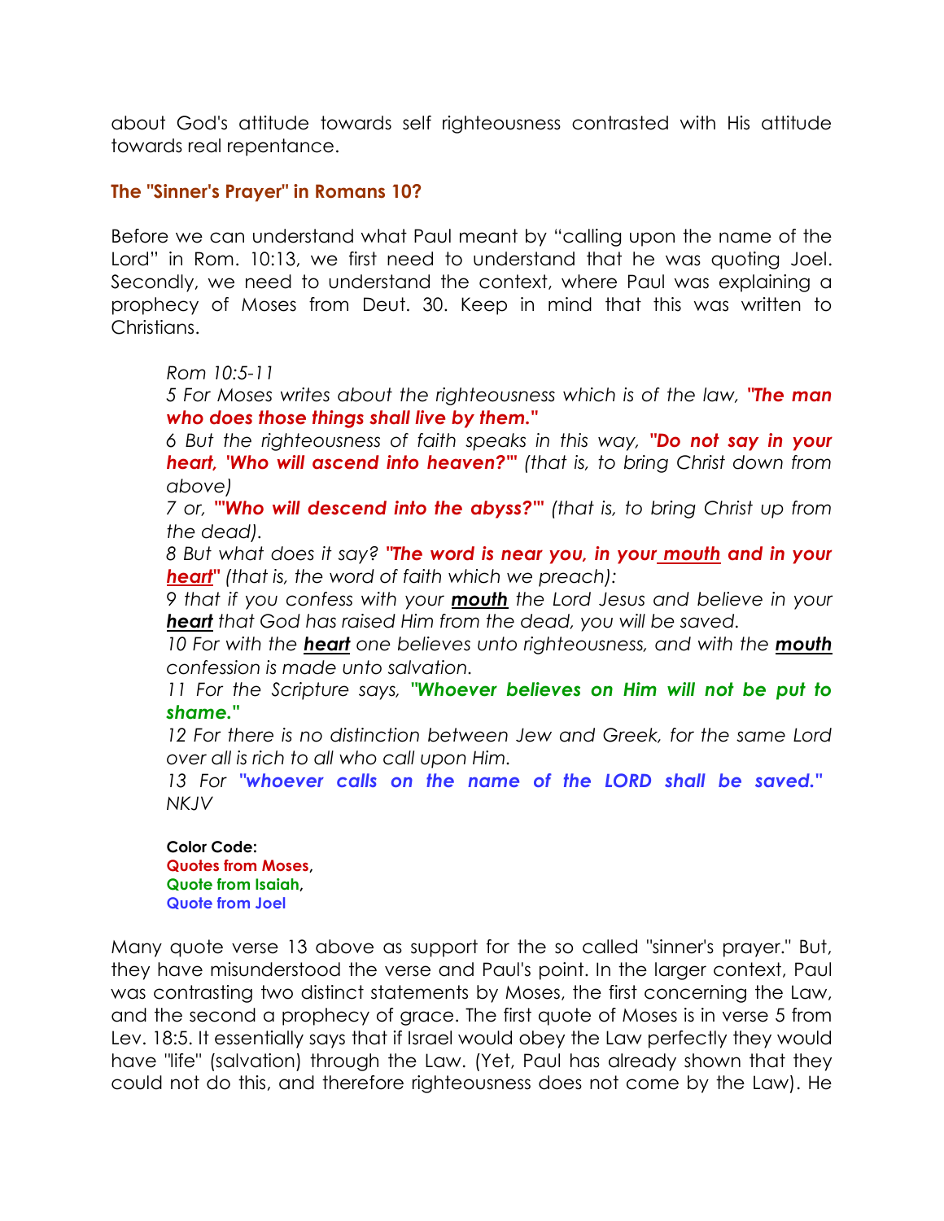about God's attitude towards self righteousness contrasted with His attitude towards real repentance.

### The "Sinner's Prayer" in Romans 10?

Before we can understand what Paul meant by "calling upon the name of the Lord" in Rom. 10:13, we first need to understand that he was quoting Joel. Secondly, we need to understand the context, where Paul was explaining a prophecy of Moses from Deut. 30. Keep in mind that this was written to Christians.

> *Rom 10:5-11*
> *5 For Moses writes about the righteousness which is of the law,* ***"The man who does those things shall live by them."***
> *6 But the righteousness of faith speaks in this way,* ***"Do not say in your heart, 'Who will ascend into heaven?'"*** *(that is, to bring Christ down from above)*
> *7 or,* ***"'Who will descend into the abyss?'"*** *(that is, to bring Christ up from the dead).*
> *8 But what does it say?* ***"The word is near you, in your <u>mouth</u> and in your <u>heart</u>"*** *(that is, the word of faith which we preach):*
> *9 that if you confess with your* ***<u>mouth</u>*** *the Lord Jesus and believe in your* ***<u>heart</u>*** *that God has raised Him from the dead, you will be saved.*
> *10 For with the* ***<u>heart</u>*** *one believes unto righteousness, and with the* ***<u>mouth</u>*** *confession is made unto salvation.*
> *11 For the Scripture says,* ***"Whoever believes on Him will not be put to shame."***
> *12 For there is no distinction between Jew and Greek, for the same Lord over all is rich to all who call upon Him.*
> *13 For* ***"whoever calls on the name of the LORD shall be saved."*** *NKJV*
>
> **Color Code:**
> **Quotes from Moses**,
> **Quote from Isaiah**,
> **Quote from Joel**

Many quote verse 13 above as support for the so called "sinner's prayer." But, they have misunderstood the verse and Paul's point. In the larger context, Paul was contrasting two distinct statements by Moses, the first concerning the Law, and the second a prophecy of grace. The first quote of Moses is in verse 5 from Lev. 18:5. It essentially says that if Israel would obey the Law perfectly they would have "life" (salvation) through the Law. (Yet, Paul has already shown that they could not do this, and therefore righteousness does not come by the Law). He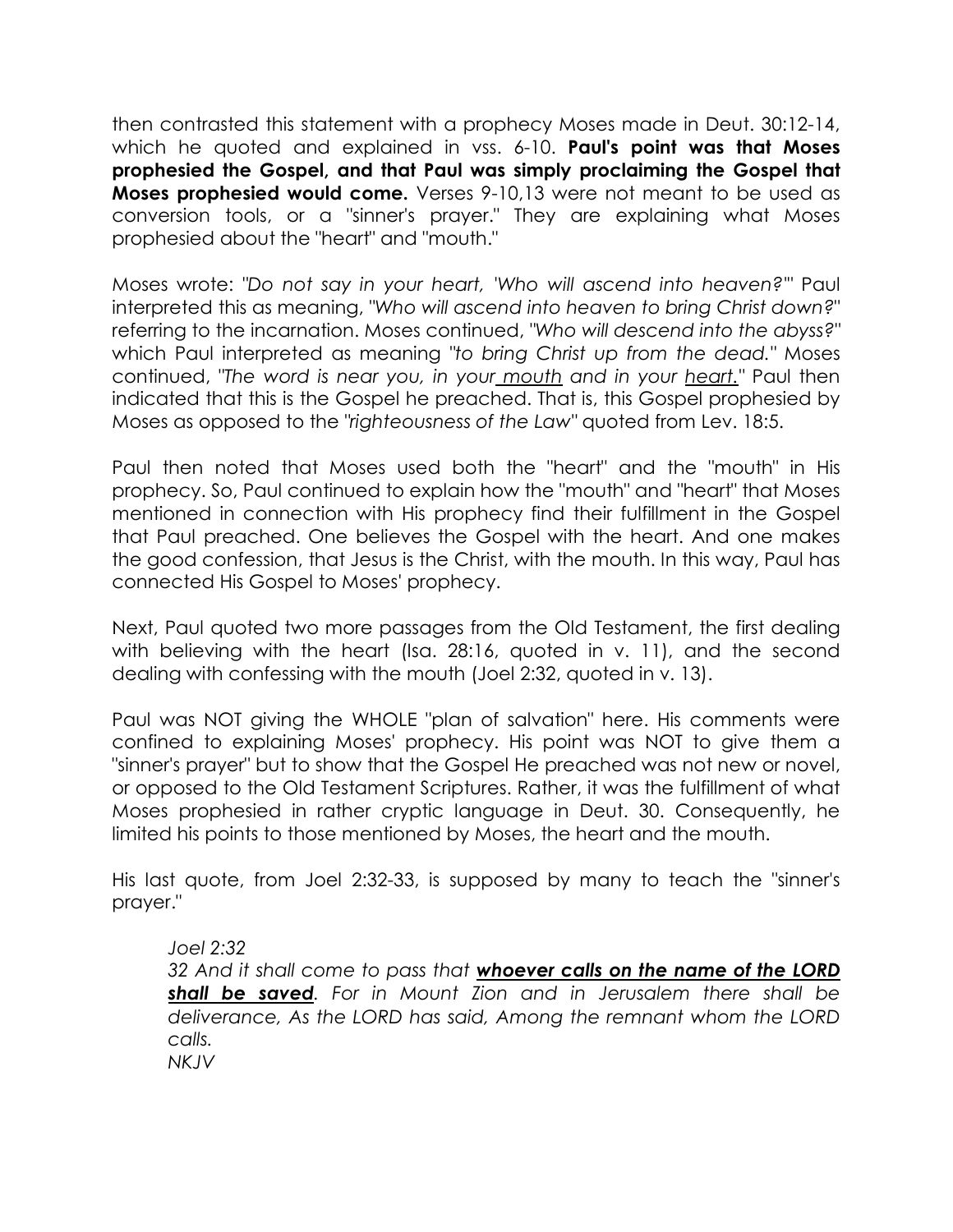then contrasted this statement with a prophecy Moses made in Deut. 30:12-14, which he quoted and explained in vss. 6-10. **Paul's point was that Moses prophesied the Gospel, and that Paul was simply proclaiming the Gospel that Moses prophesied would come.** Verses 9-10,13 were not meant to be used as conversion tools, or a "sinner's prayer." They are explaining what Moses prophesied about the "heart" and "mouth."

Moses wrote: *"Do not say in your heart, 'Who will ascend into heaven?'"* Paul interpreted this as meaning, *"Who will ascend into heaven to bring Christ down?"* referring to the incarnation. Moses continued, *"Who will descend into the abyss?"* which Paul interpreted as meaning *"to bring Christ up from the dead."* Moses continued, *"The word is near you, in your <u>mouth</u> and in your <u>heart</u>."* Paul then indicated that this is the Gospel he preached. That is, this Gospel prophesied by Moses as opposed to the *"righteousness of the Law"* quoted from Lev. 18:5.

Paul then noted that Moses used both the "heart" and the "mouth" in His prophecy. So, Paul continued to explain how the "mouth" and "heart" that Moses mentioned in connection with His prophecy find their fulfillment in the Gospel that Paul preached. One believes the Gospel with the heart. And one makes the good confession, that Jesus is the Christ, with the mouth. In this way, Paul has connected His Gospel to Moses' prophecy.

Next, Paul quoted two more passages from the Old Testament, the first dealing with believing with the heart (Isa. 28:16, quoted in v. 11), and the second dealing with confessing with the mouth (Joel 2:32, quoted in v. 13).

Paul was NOT giving the WHOLE "plan of salvation" here. His comments were confined to explaining Moses' prophecy. His point was NOT to give them a "sinner's prayer" but to show that the Gospel He preached was not new or novel, or opposed to the Old Testament Scriptures. Rather, it was the fulfillment of what Moses prophesied in rather cryptic language in Deut. 30. Consequently, he limited his points to those mentioned by Moses, the heart and the mouth.

His last quote, from Joel 2:32-33, is supposed by many to teach the "sinner's prayer."

> *Joel 2:32*
> *32 And it shall come to pass that **<u>whoever calls on the name of the LORD shall be saved</u>**. For in Mount Zion and in Jerusalem there shall be deliverance, As the LORD has said, Among the remnant whom the LORD calls.*
> *NKJV*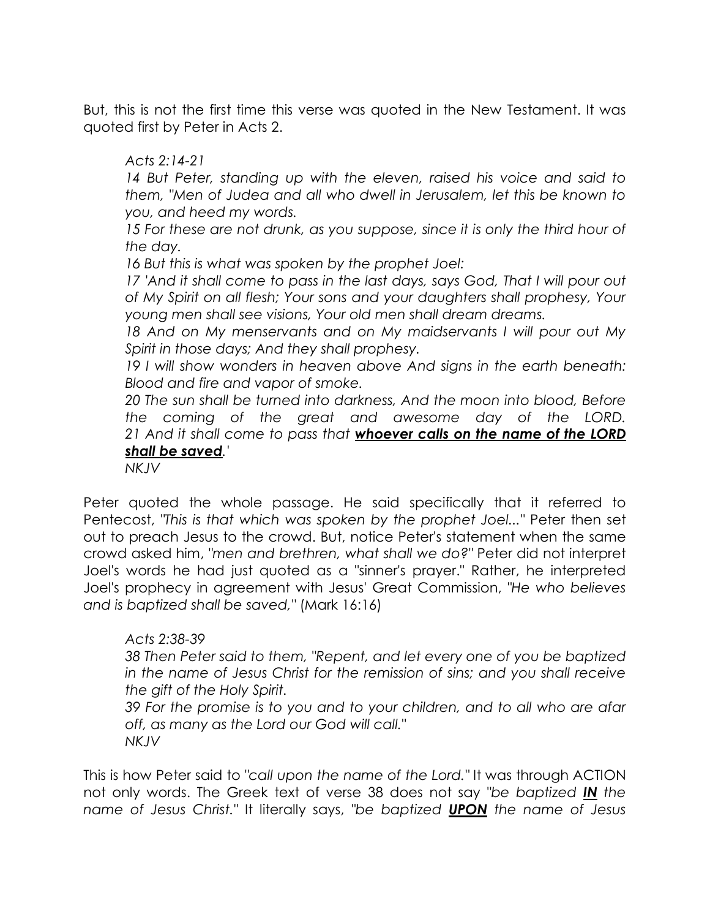But, this is not the first time this verse was quoted in the New Testament. It was quoted first by Peter in Acts 2.

> *Acts 2:14-21*
> *14 But Peter, standing up with the eleven, raised his voice and said to them, "Men of Judea and all who dwell in Jerusalem, let this be known to you, and heed my words.*
> *15 For these are not drunk, as you suppose, since it is only the third hour of the day.*
> *16 But this is what was spoken by the prophet Joel:*
> *17 'And it shall come to pass in the last days, says God, That I will pour out of My Spirit on all flesh; Your sons and your daughters shall prophesy, Your young men shall see visions, Your old men shall dream dreams.*
> *18 And on My menservants and on My maidservants I will pour out My Spirit in those days; And they shall prophesy.*
> *19 I will show wonders in heaven above And signs in the earth beneath: Blood and fire and vapor of smoke.*
> *20 The sun shall be turned into darkness, And the moon into blood, Before the coming of the great and awesome day of the LORD.*
> *21 And it shall come to pass that* ***<u>whoever calls on the name of the LORD shall be saved</u>****.'*
> *NKJV*

Peter quoted the whole passage. He said specifically that it referred to Pentecost, *"This is that which was spoken by the prophet Joel..."* Peter then set out to preach Jesus to the crowd. But, notice Peter's statement when the same crowd asked him, *"men and brethren, what shall we do?"* Peter did not interpret Joel's words he had just quoted as a "sinner's prayer." Rather, he interpreted Joel's prophecy in agreement with Jesus' Great Commission, *"He who believes and is baptized shall be saved,"* (Mark 16:16)

> *Acts 2:38-39*
> *38 Then Peter said to them, "Repent, and let every one of you be baptized in the name of Jesus Christ for the remission of sins; and you shall receive the gift of the Holy Spirit.*
> *39 For the promise is to you and to your children, and to all who are afar off, as many as the Lord our God will call."*
> *NKJV*

This is how Peter said to *"call upon the name of the Lord."* It was through ACTION not only words. The Greek text of verse 38 does not say *"be baptized* ***<u>IN</u>*** *the name of Jesus Christ."* It literally says, *"be baptized* ***<u>UPON</u>*** *the name of Jesus*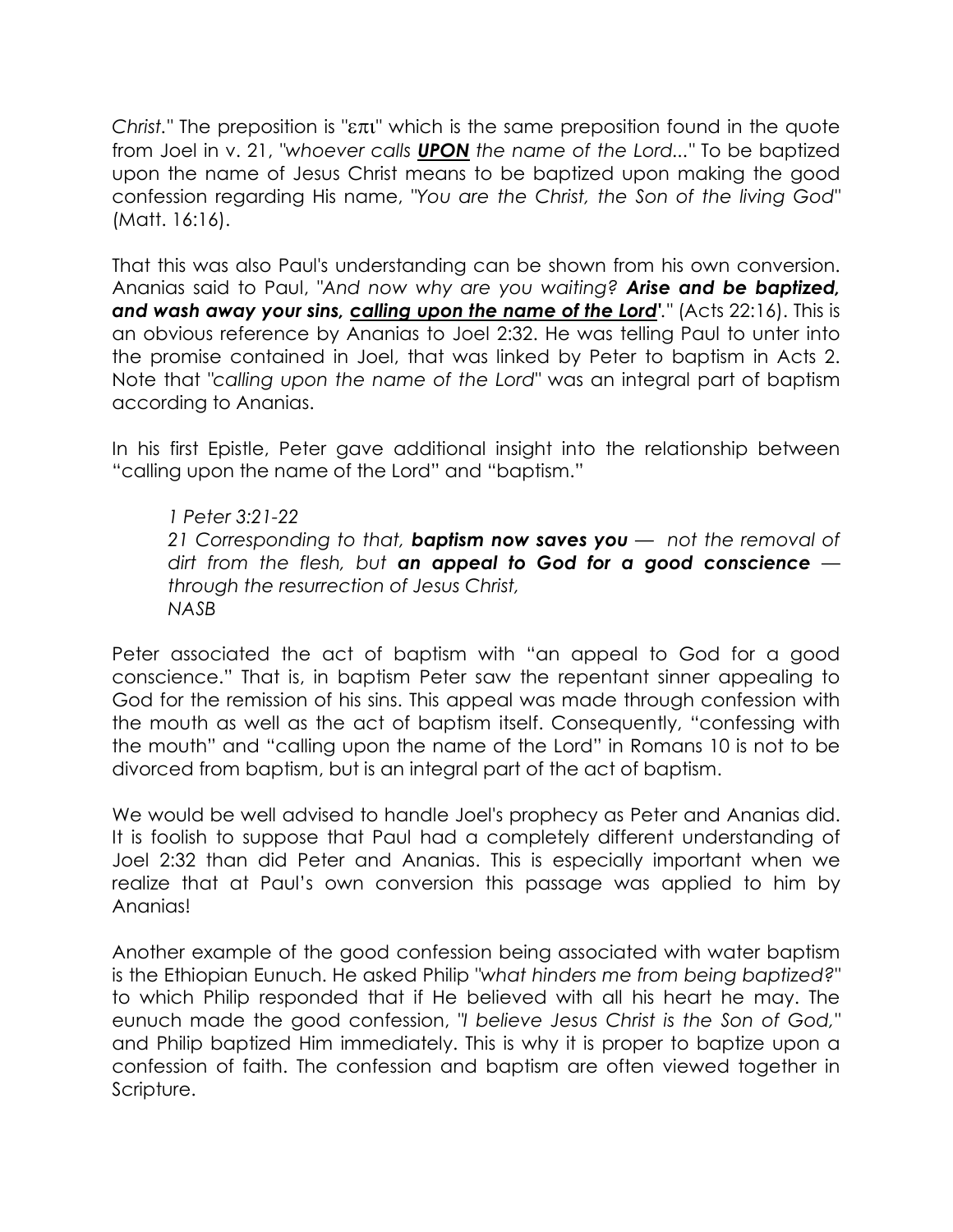*Christ*." The preposition is "επι" which is the same preposition found in the quote from Joel in v. 21, "*whoever calls* ***UPON*** *the name of the Lord...*" To be baptized upon the name of Jesus Christ means to be baptized upon making the good confession regarding His name, "*You are the Christ, the Son of the living God*" (Matt. 16:16).

That this was also Paul's understanding can be shown from his own conversion. Ananias said to Paul, "*And now why are you waiting?* ***Arise and be baptized, and wash away your sins, calling upon the name of the Lord'***." (Acts 22:16). This is an obvious reference by Ananias to Joel 2:32. He was telling Paul to unter into the promise contained in Joel, that was linked by Peter to baptism in Acts 2. Note that "*calling upon the name of the Lord*" was an integral part of baptism according to Ananias.

In his first Epistle, Peter gave additional insight into the relationship between "calling upon the name of the Lord" and "baptism."

> *1 Peter 3:21-22*
> *21 Corresponding to that,* ***baptism now saves you*** *— not the removal of dirt from the flesh, but* ***an appeal to God for a good conscience*** *— through the resurrection of Jesus Christ,*
> *NASB*

Peter associated the act of baptism with "an appeal to God for a good conscience." That is, in baptism Peter saw the repentant sinner appealing to God for the remission of his sins. This appeal was made through confession with the mouth as well as the act of baptism itself. Consequently, "confessing with the mouth" and "calling upon the name of the Lord" in Romans 10 is not to be divorced from baptism, but is an integral part of the act of baptism.

We would be well advised to handle Joel's prophecy as Peter and Ananias did. It is foolish to suppose that Paul had a completely different understanding of Joel 2:32 than did Peter and Ananias. This is especially important when we realize that at Paul's own conversion this passage was applied to him by Ananias!

Another example of the good confession being associated with water baptism is the Ethiopian Eunuch. He asked Philip "*what hinders me from being baptized?*" to which Philip responded that if He believed with all his heart he may. The eunuch made the good confession, "*I believe Jesus Christ is the Son of God,*" and Philip baptized Him immediately. This is why it is proper to baptize upon a confession of faith. The confession and baptism are often viewed together in Scripture.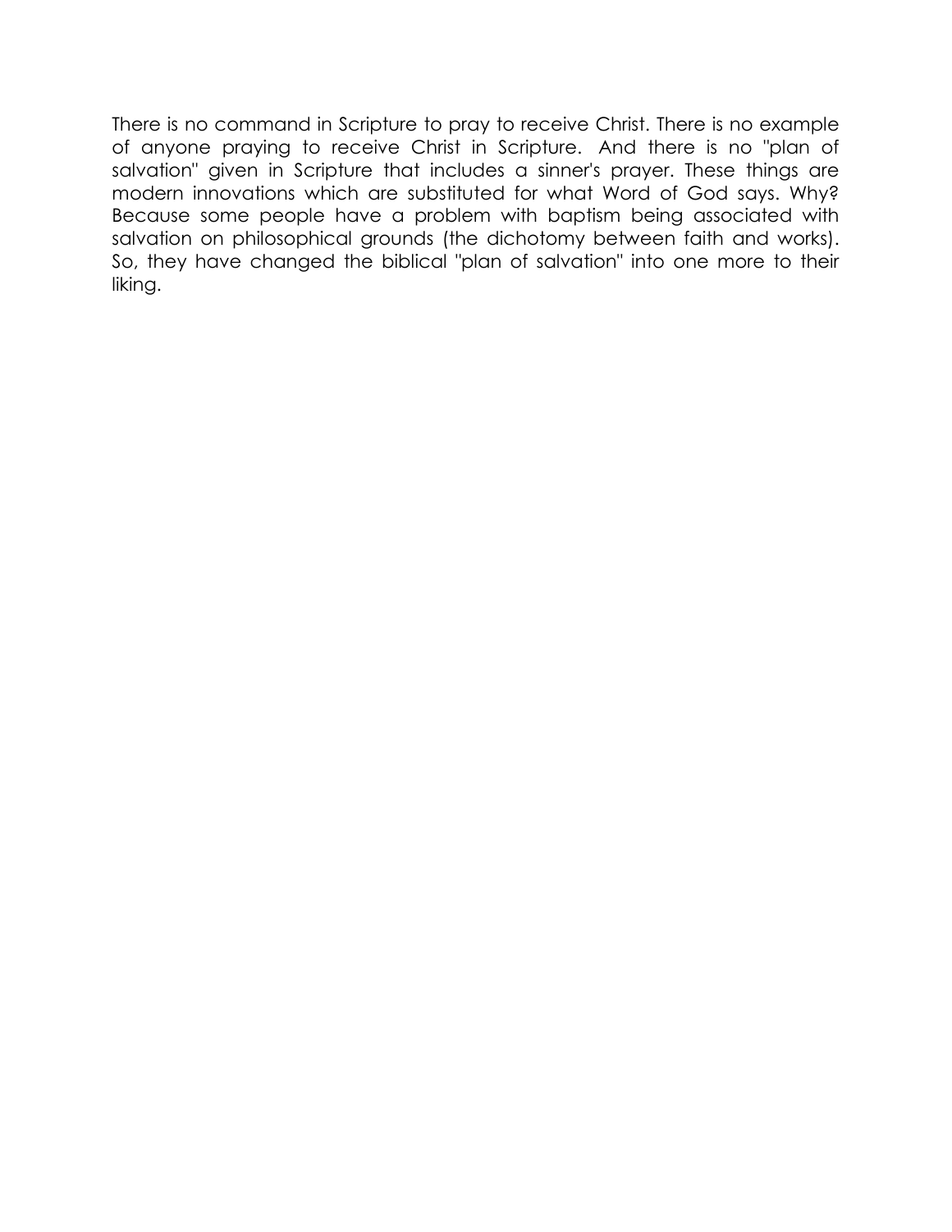There is no command in Scripture to pray to receive Christ. There is no example of anyone praying to receive Christ in Scripture. And there is no "plan of salvation" given in Scripture that includes a sinner's prayer. These things are modern innovations which are substituted for what Word of God says. Why? Because some people have a problem with baptism being associated with salvation on philosophical grounds (the dichotomy between faith and works). So, they have changed the biblical "plan of salvation" into one more to their liking.